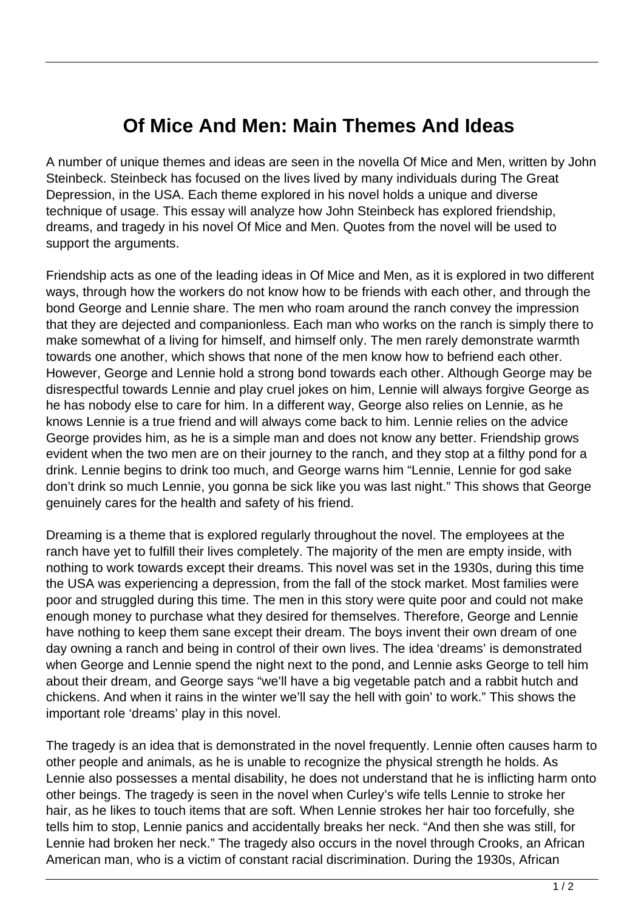# Of Mice And Men: Main Themes And Ideas

A number of unique themes and ideas are seen in the novella Of Mice and Men, written by John Steinbeck. Steinbeck has focused on the lives lived by many individuals during The Great Depression, in the USA. Each theme explored in his novel holds a unique and diverse technique of usage. This essay will analyze how John Steinbeck has explored friendship, dreams, and tragedy in his novel Of Mice and Men. Quotes from the novel will be used to support the arguments.

Friendship acts as one of the leading ideas in Of Mice and Men, as it is explored in two different ways, through how the workers do not know how to be friends with each other, and through the bond George and Lennie share. The men who roam around the ranch convey the impression that they are dejected and companionless. Each man who works on the ranch is simply there to make somewhat of a living for himself, and himself only. The men rarely demonstrate warmth towards one another, which shows that none of the men know how to befriend each other. However, George and Lennie hold a strong bond towards each other. Although George may be disrespectful towards Lennie and play cruel jokes on him, Lennie will always forgive George as he has nobody else to care for him. In a different way, George also relies on Lennie, as he knows Lennie is a true friend and will always come back to him. Lennie relies on the advice George provides him, as he is a simple man and does not know any better. Friendship grows evident when the two men are on their journey to the ranch, and they stop at a filthy pond for a drink. Lennie begins to drink too much, and George warns him "Lennie, Lennie for god sake don't drink so much Lennie, you gonna be sick like you was last night." This shows that George genuinely cares for the health and safety of his friend.

Dreaming is a theme that is explored regularly throughout the novel. The employees at the ranch have yet to fulfill their lives completely. The majority of the men are empty inside, with nothing to work towards except their dreams. This novel was set in the 1930s, during this time the USA was experiencing a depression, from the fall of the stock market. Most families were poor and struggled during this time. The men in this story were quite poor and could not make enough money to purchase what they desired for themselves. Therefore, George and Lennie have nothing to keep them sane except their dream. The boys invent their own dream of one day owning a ranch and being in control of their own lives. The idea 'dreams' is demonstrated when George and Lennie spend the night next to the pond, and Lennie asks George to tell him about their dream, and George says "we'll have a big vegetable patch and a rabbit hutch and chickens. And when it rains in the winter we'll say the hell with goin' to work." This shows the important role 'dreams' play in this novel.

The tragedy is an idea that is demonstrated in the novel frequently. Lennie often causes harm to other people and animals, as he is unable to recognize the physical strength he holds. As Lennie also possesses a mental disability, he does not understand that he is inflicting harm onto other beings. The tragedy is seen in the novel when Curley's wife tells Lennie to stroke her hair, as he likes to touch items that are soft. When Lennie strokes her hair too forcefully, she tells him to stop, Lennie panics and accidentally breaks her neck. "And then she was still, for Lennie had broken her neck." The tragedy also occurs in the novel through Crooks, an African American man, who is a victim of constant racial discrimination. During the 1930s, African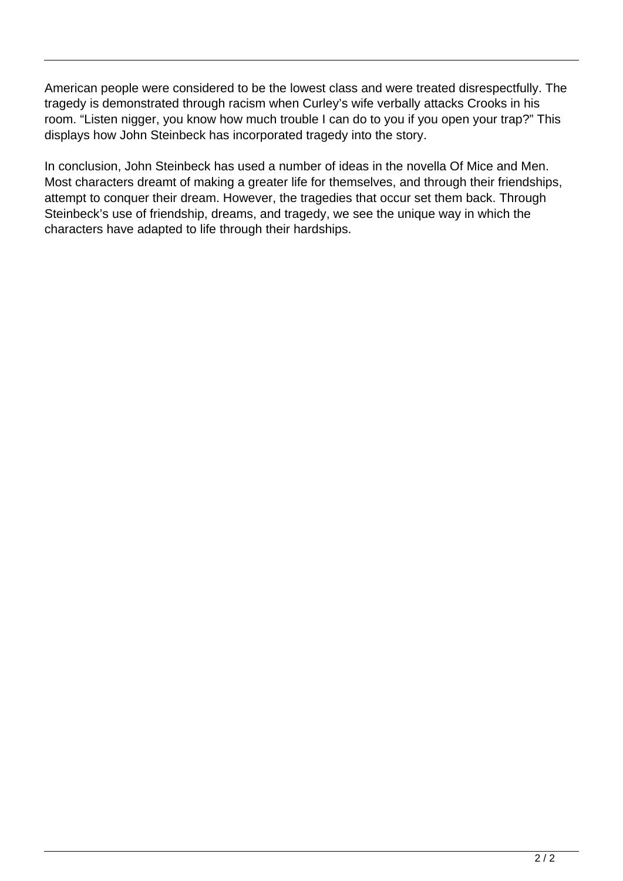American people were considered to be the lowest class and were treated disrespectfully. The tragedy is demonstrated through racism when Curley's wife verbally attacks Crooks in his room. "Listen nigger, you know how much trouble I can do to you if you open your trap?" This displays how John Steinbeck has incorporated tragedy into the story.

In conclusion, John Steinbeck has used a number of ideas in the novella Of Mice and Men. Most characters dreamt of making a greater life for themselves, and through their friendships, attempt to conquer their dream. However, the tragedies that occur set them back. Through Steinbeck's use of friendship, dreams, and tragedy, we see the unique way in which the characters have adapted to life through their hardships.